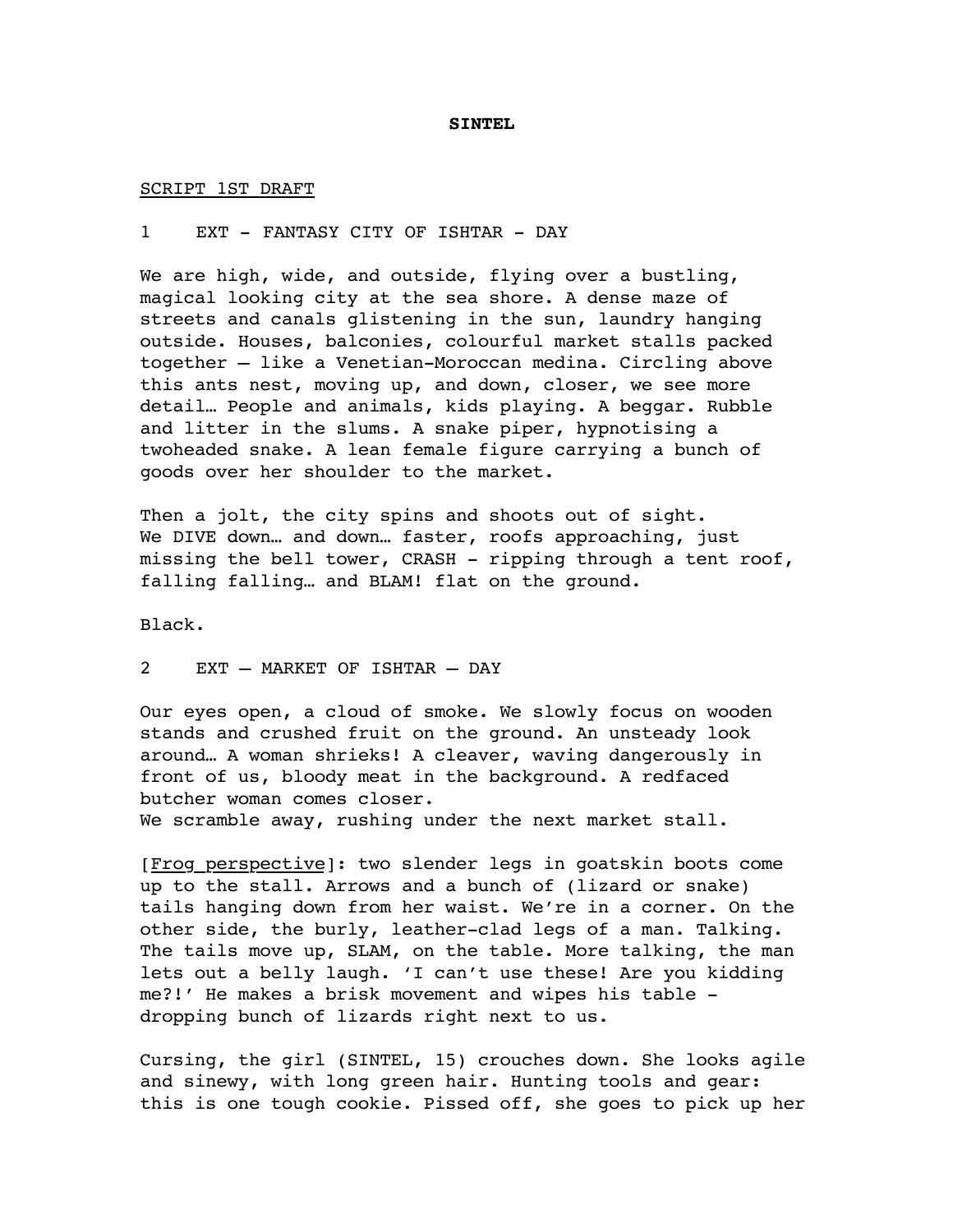**SINTEL**

<u>SCRIPT 1ST DRAFT</u>

1 EXT - FANTASY CITY OF ISHTAR - DAY

We are high, wide, and outside, flying over a bustling, magical looking city at the sea shore. A dense maze of streets and canals glistening in the sun, laundry hanging outside. Houses, balconies, colourful market stalls packed together – like a Venetian-Moroccan medina. Circling above this ants nest, moving up, and down, closer, we see more detail… People and animals, kids playing. A beggar. Rubble and litter in the slums. A snake piper, hypnotising a twoheaded snake. A lean female figure carrying a bunch of goods over her shoulder to the market.

Then a jolt, the city spins and shoots out of sight. We DIVE down… and down… faster, roofs approaching, just missing the bell tower, CRASH - ripping through a tent roof, falling falling… and BLAM! flat on the ground.

Black.

2 EXT – MARKET OF ISHTAR – DAY

Our eyes open, a cloud of smoke. We slowly focus on wooden stands and crushed fruit on the ground. An unsteady look around… A woman shrieks! A cleaver, waving dangerously in front of us, bloody meat in the background. A redfaced butcher woman comes closer.
We scramble away, rushing under the next market stall.

[<u>Frog perspective</u>]: two slender legs in goatskin boots come up to the stall. Arrows and a bunch of (lizard or snake) tails hanging down from her waist. We're in a corner. On the other side, the burly, leather-clad legs of a man. Talking. The tails move up, SLAM, on the table. More talking, the man lets out a belly laugh. 'I can't use these! Are you kidding me?!' He makes a brisk movement and wipes his table - dropping bunch of lizards right next to us.

Cursing, the girl (SINTEL, 15) crouches down. She looks agile and sinewy, with long green hair. Hunting tools and gear: this is one tough cookie. Pissed off, she goes to pick up her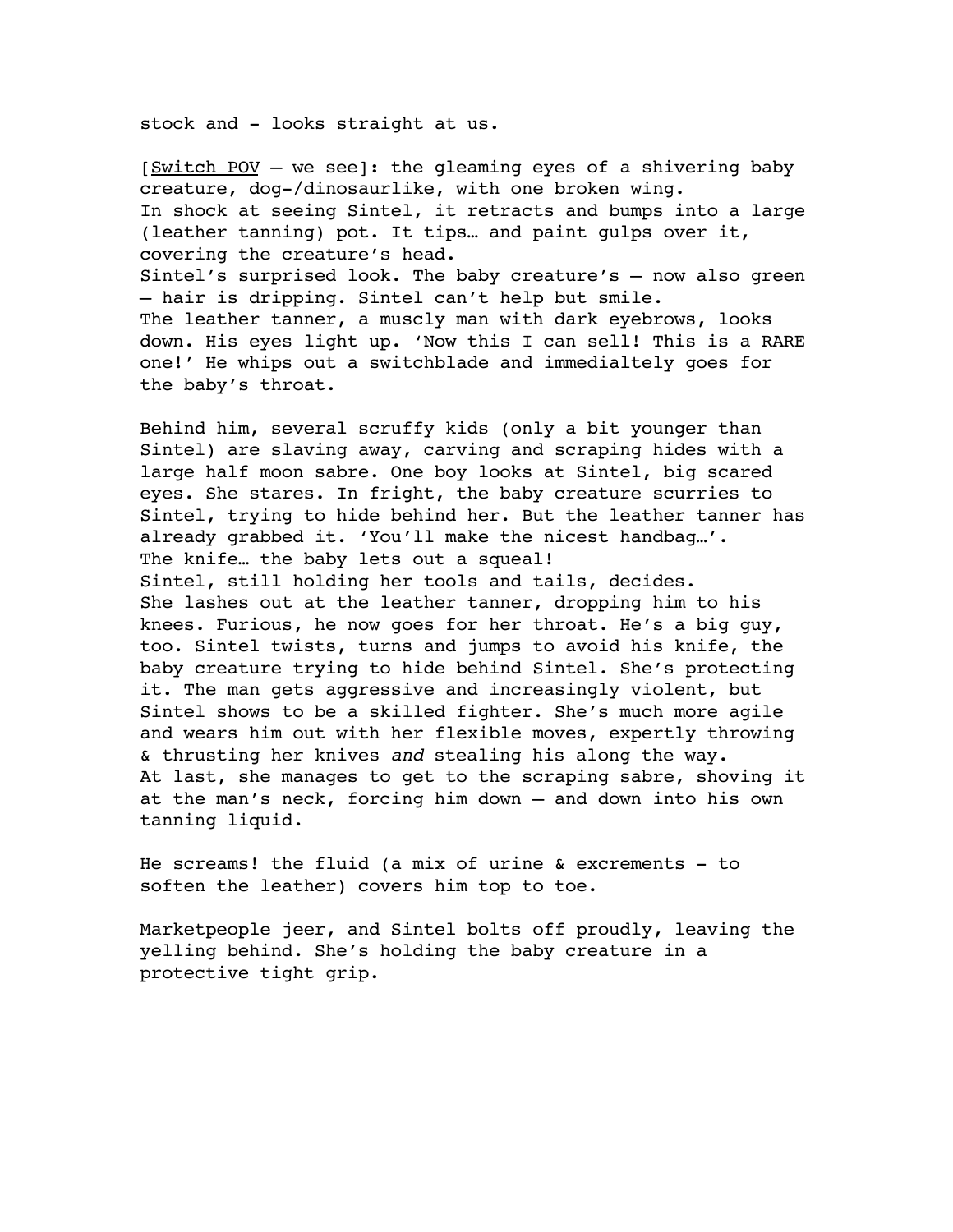stock and - looks straight at us.

[Switch POV – we see]: the gleaming eyes of a shivering baby creature, dog-/dinosaurlike, with one broken wing.
In shock at seeing Sintel, it retracts and bumps into a large (leather tanning) pot. It tips… and paint gulps over it, covering the creature's head.
Sintel's surprised look. The baby creature's – now also green – hair is dripping. Sintel can't help but smile.
The leather tanner, a muscly man with dark eyebrows, looks down. His eyes light up. 'Now this I can sell! This is a RARE one!' He whips out a switchblade and immedialtely goes for the baby's throat.

Behind him, several scruffy kids (only a bit younger than Sintel) are slaving away, carving and scraping hides with a large half moon sabre. One boy looks at Sintel, big scared eyes. She stares. In fright, the baby creature scurries to Sintel, trying to hide behind her. But the leather tanner has already grabbed it. 'You'll make the nicest handbag…'.
The knife… the baby lets out a squeal!
Sintel, still holding her tools and tails, decides.
She lashes out at the leather tanner, dropping him to his knees. Furious, he now goes for her throat. He's a big guy, too. Sintel twists, turns and jumps to avoid his knife, the baby creature trying to hide behind Sintel. She's protecting it. The man gets aggressive and increasingly violent, but Sintel shows to be a skilled fighter. She's much more agile and wears him out with her flexible moves, expertly throwing & thrusting her knives *and* stealing his along the way.
At last, she manages to get to the scraping sabre, shoving it at the man's neck, forcing him down – and down into his own tanning liquid.

He screams! the fluid (a mix of urine & excrements - to soften the leather) covers him top to toe.

Marketpeople jeer, and Sintel bolts off proudly, leaving the yelling behind. She's holding the baby creature in a protective tight grip.